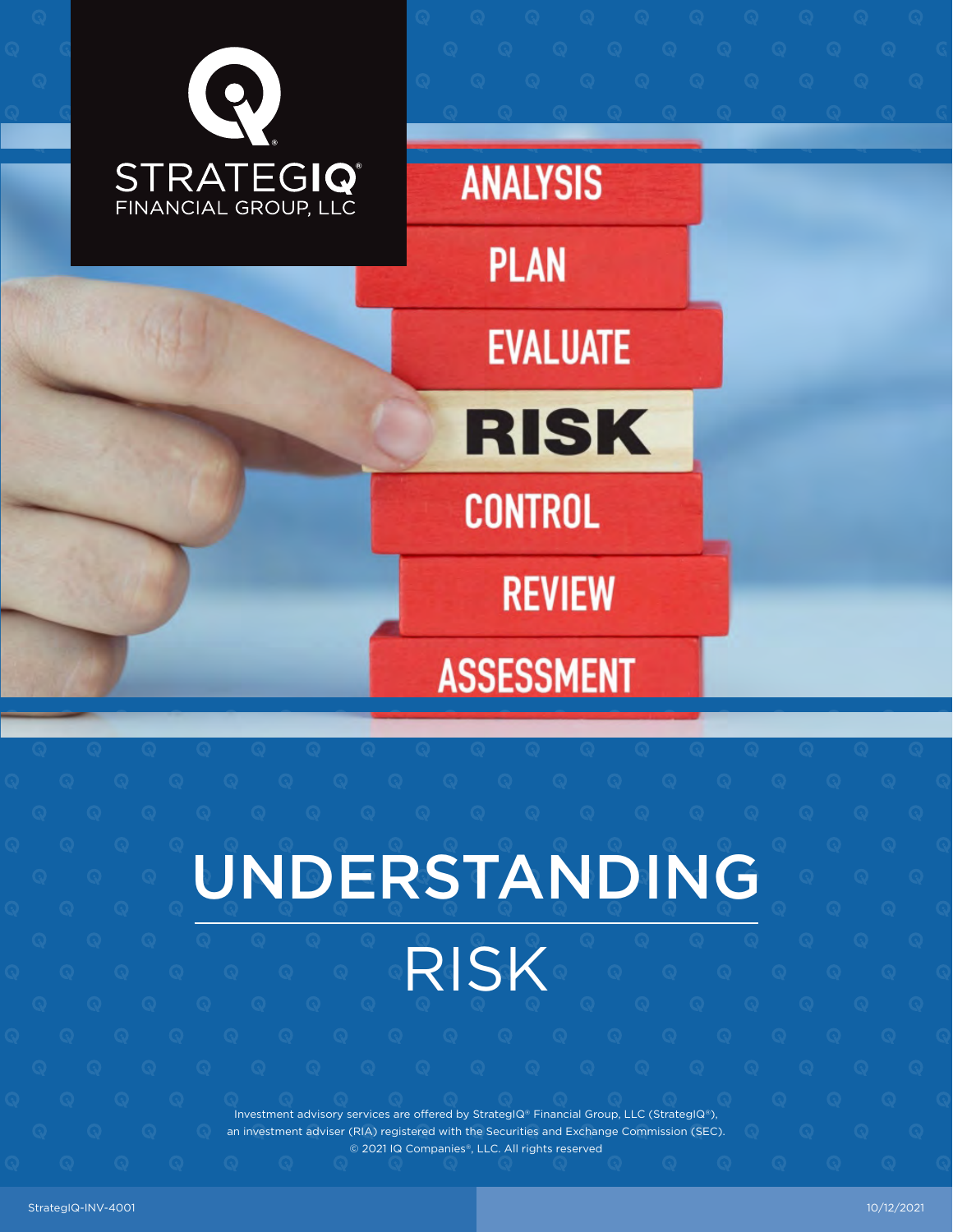STRATEGIQ®
FINANCIAL GROUP, LLC

# UNDERSTANDING RISK

Investment advisory services are offered by StrategIQ® Financial Group, LLC (StrategIQ®), an investment adviser (RIA) registered with the Securities and Exchange Commission (SEC).
© 2021 IQ Companies®, LLC. All rights reserved

StrategIQ-INV-4001

10/12/2021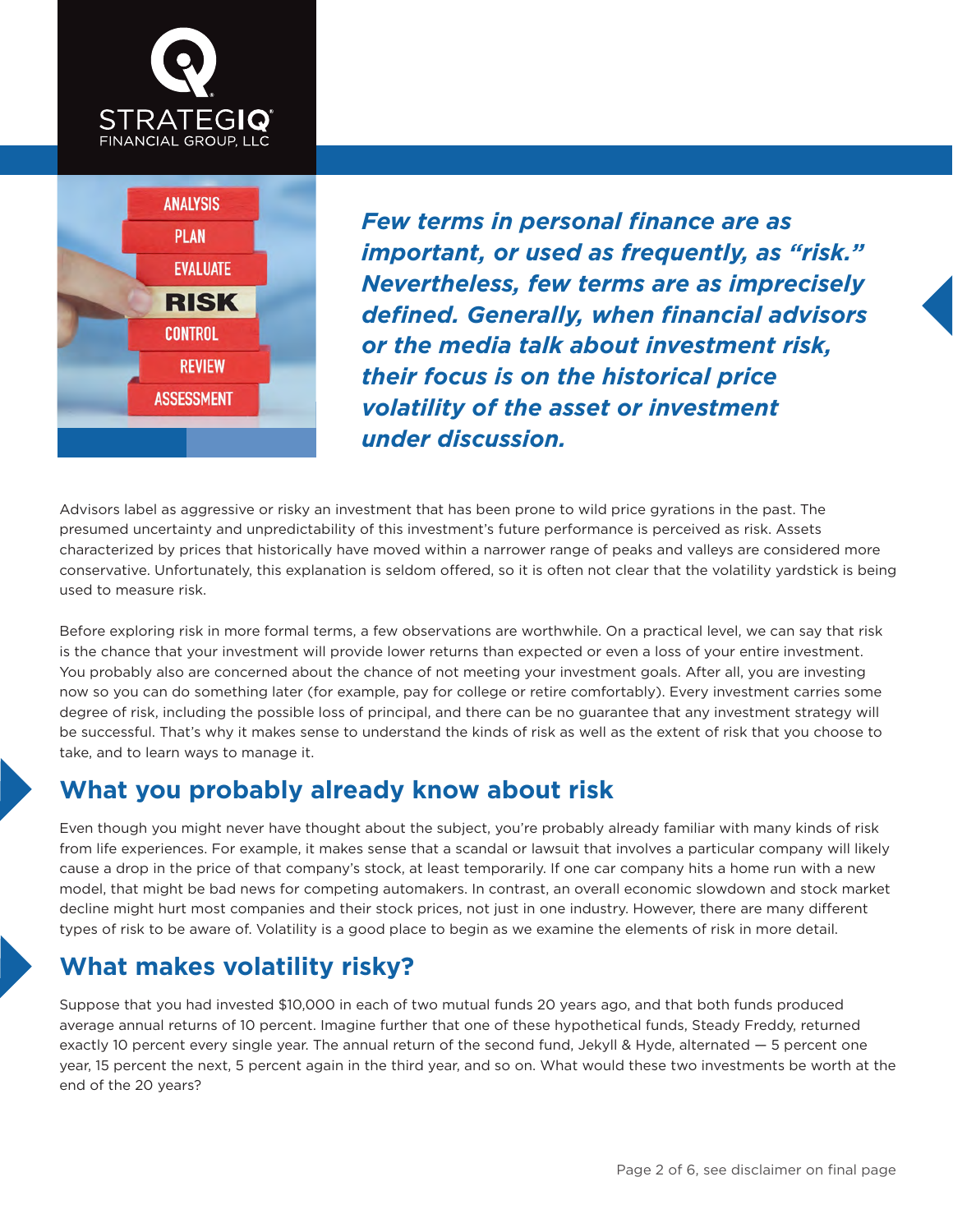***Few terms in personal finance are as important, or used as frequently, as "risk." Nevertheless, few terms are as imprecisely defined. Generally, when financial advisors or the media talk about investment risk, their focus is on the historical price volatility of the asset or investment under discussion.***

Advisors label as aggressive or risky an investment that has been prone to wild price gyrations in the past. The presumed uncertainty and unpredictability of this investment's future performance is perceived as risk. Assets characterized by prices that historically have moved within a narrower range of peaks and valleys are considered more conservative. Unfortunately, this explanation is seldom offered, so it is often not clear that the volatility yardstick is being used to measure risk.

Before exploring risk in more formal terms, a few observations are worthwhile. On a practical level, we can say that risk is the chance that your investment will provide lower returns than expected or even a loss of your entire investment. You probably also are concerned about the chance of not meeting your investment goals. After all, you are investing now so you can do something later (for example, pay for college or retire comfortably). Every investment carries some degree of risk, including the possible loss of principal, and there can be no guarantee that any investment strategy will be successful. That's why it makes sense to understand the kinds of risk as well as the extent of risk that you choose to take, and to learn ways to manage it.

## What you probably already know about risk

Even though you might never have thought about the subject, you're probably already familiar with many kinds of risk from life experiences. For example, it makes sense that a scandal or lawsuit that involves a particular company will likely cause a drop in the price of that company's stock, at least temporarily. If one car company hits a home run with a new model, that might be bad news for competing automakers. In contrast, an overall economic slowdown and stock market decline might hurt most companies and their stock prices, not just in one industry. However, there are many different types of risk to be aware of. Volatility is a good place to begin as we examine the elements of risk in more detail.

## What makes volatility risky?

Suppose that you had invested $10,000 in each of two mutual funds 20 years ago, and that both funds produced average annual returns of 10 percent. Imagine further that one of these hypothetical funds, Steady Freddy, returned exactly 10 percent every single year. The annual return of the second fund, Jekyll & Hyde, alternated — 5 percent one year, 15 percent the next, 5 percent again in the third year, and so on. What would these two investments be worth at the end of the 20 years?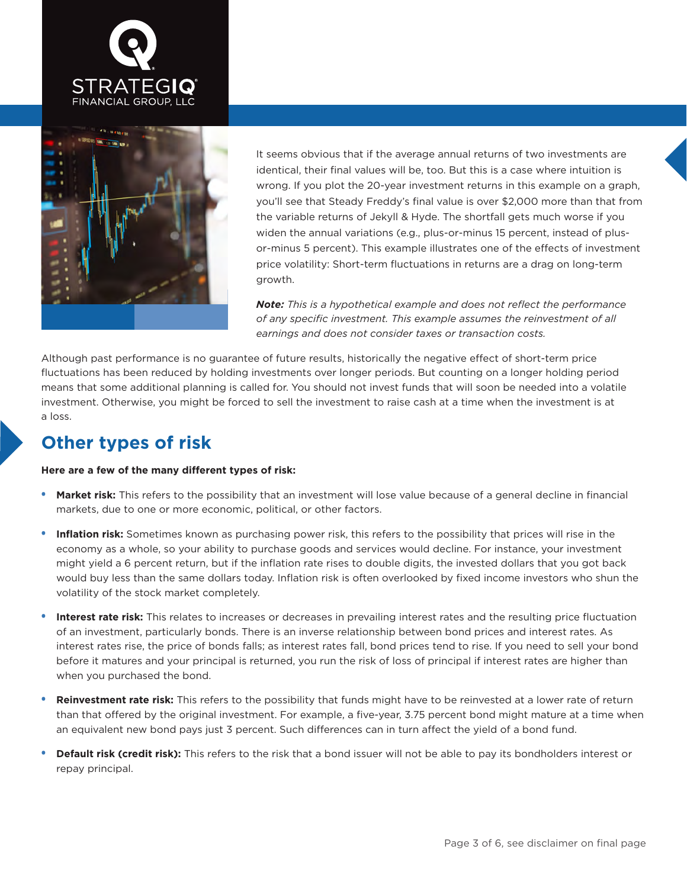It seems obvious that if the average annual returns of two investments are identical, their final values will be, too. But this is a case where intuition is wrong. If you plot the 20-year investment returns in this example on a graph, you'll see that Steady Freddy's final value is over $2,000 more than that from the variable returns of Jekyll & Hyde. The shortfall gets much worse if you widen the annual variations (e.g., plus-or-minus 15 percent, instead of plus-or-minus 5 percent). This example illustrates one of the effects of investment price volatility: Short-term fluctuations in returns are a drag on long-term growth.

***Note:*** *This is a hypothetical example and does not reflect the performance of any specific investment. This example assumes the reinvestment of all earnings and does not consider taxes or transaction costs.*

Although past performance is no guarantee of future results, historically the negative effect of short-term price fluctuations has been reduced by holding investments over longer periods. But counting on a longer holding period means that some additional planning is called for. You should not invest funds that will soon be needed into a volatile investment. Otherwise, you might be forced to sell the investment to raise cash at a time when the investment is at a loss.

## Other types of risk

**Here are a few of the many different types of risk:**

- **Market risk:** This refers to the possibility that an investment will lose value because of a general decline in financial markets, due to one or more economic, political, or other factors.
- **Inflation risk:** Sometimes known as purchasing power risk, this refers to the possibility that prices will rise in the economy as a whole, so your ability to purchase goods and services would decline. For instance, your investment might yield a 6 percent return, but if the inflation rate rises to double digits, the invested dollars that you got back would buy less than the same dollars today. Inflation risk is often overlooked by fixed income investors who shun the volatility of the stock market completely.
- **Interest rate risk:** This relates to increases or decreases in prevailing interest rates and the resulting price fluctuation of an investment, particularly bonds. There is an inverse relationship between bond prices and interest rates. As interest rates rise, the price of bonds falls; as interest rates fall, bond prices tend to rise. If you need to sell your bond before it matures and your principal is returned, you run the risk of loss of principal if interest rates are higher than when you purchased the bond.
- **Reinvestment rate risk:** This refers to the possibility that funds might have to be reinvested at a lower rate of return than that offered by the original investment. For example, a five-year, 3.75 percent bond might mature at a time when an equivalent new bond pays just 3 percent. Such differences can in turn affect the yield of a bond fund.
- **Default risk (credit risk):** This refers to the risk that a bond issuer will not be able to pay its bondholders interest or repay principal.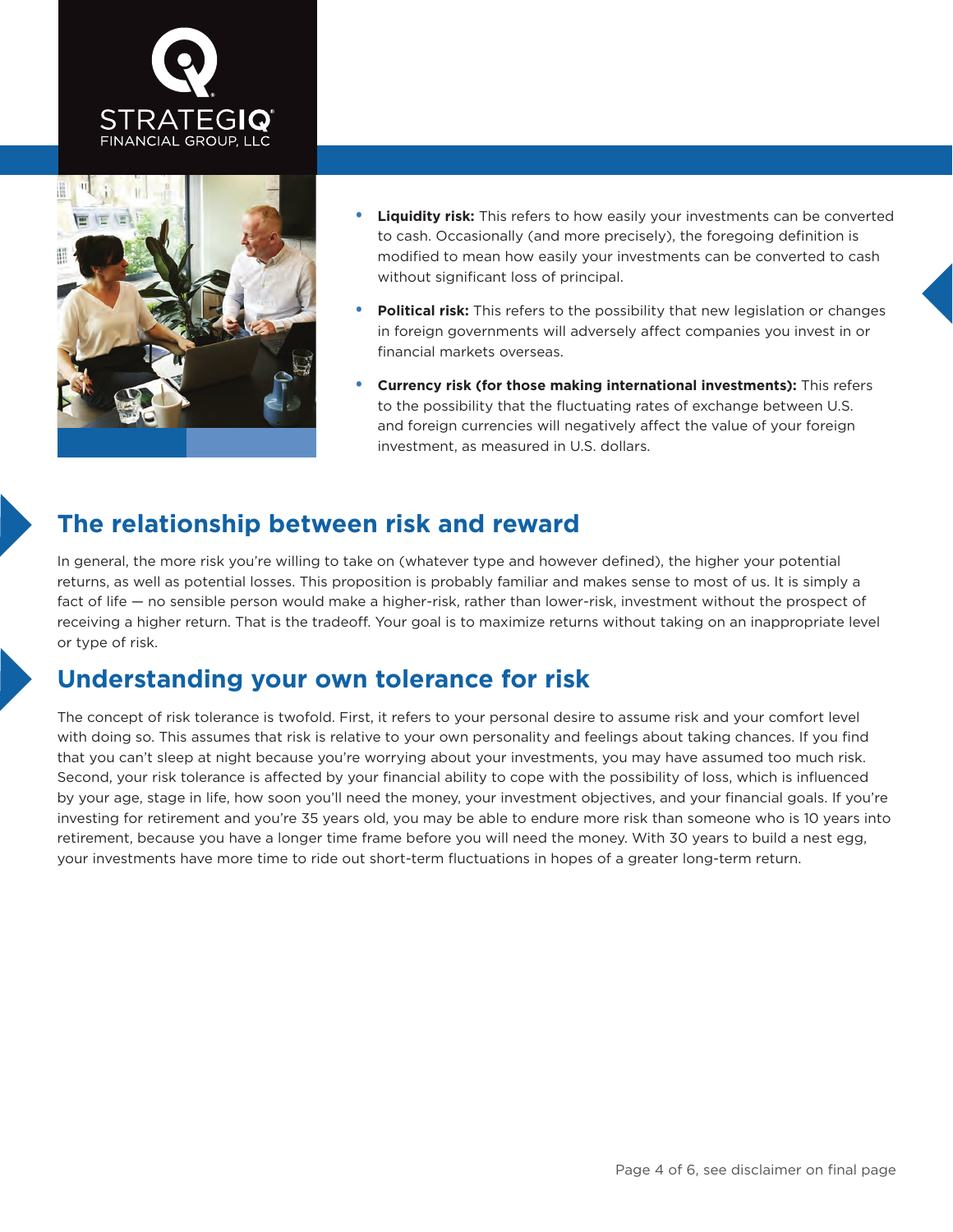- **Liquidity risk:** This refers to how easily your investments can be converted to cash. Occasionally (and more precisely), the foregoing definition is modified to mean how easily your investments can be converted to cash without significant loss of principal.
- **Political risk:** This refers to the possibility that new legislation or changes in foreign governments will adversely affect companies you invest in or financial markets overseas.
- **Currency risk (for those making international investments):** This refers to the possibility that the fluctuating rates of exchange between U.S. and foreign currencies will negatively affect the value of your foreign investment, as measured in U.S. dollars.

## The relationship between risk and reward

In general, the more risk you're willing to take on (whatever type and however defined), the higher your potential returns, as well as potential losses. This proposition is probably familiar and makes sense to most of us. It is simply a fact of life — no sensible person would make a higher-risk, rather than lower-risk, investment without the prospect of receiving a higher return. That is the tradeoff. Your goal is to maximize returns without taking on an inappropriate level or type of risk.

## Understanding your own tolerance for risk

The concept of risk tolerance is twofold. First, it refers to your personal desire to assume risk and your comfort level with doing so. This assumes that risk is relative to your own personality and feelings about taking chances. If you find that you can't sleep at night because you're worrying about your investments, you may have assumed too much risk. Second, your risk tolerance is affected by your financial ability to cope with the possibility of loss, which is influenced by your age, stage in life, how soon you'll need the money, your investment objectives, and your financial goals. If you're investing for retirement and you're 35 years old, you may be able to endure more risk than someone who is 10 years into retirement, because you have a longer time frame before you will need the money. With 30 years to build a nest egg, your investments have more time to ride out short-term fluctuations in hopes of a greater long-term return.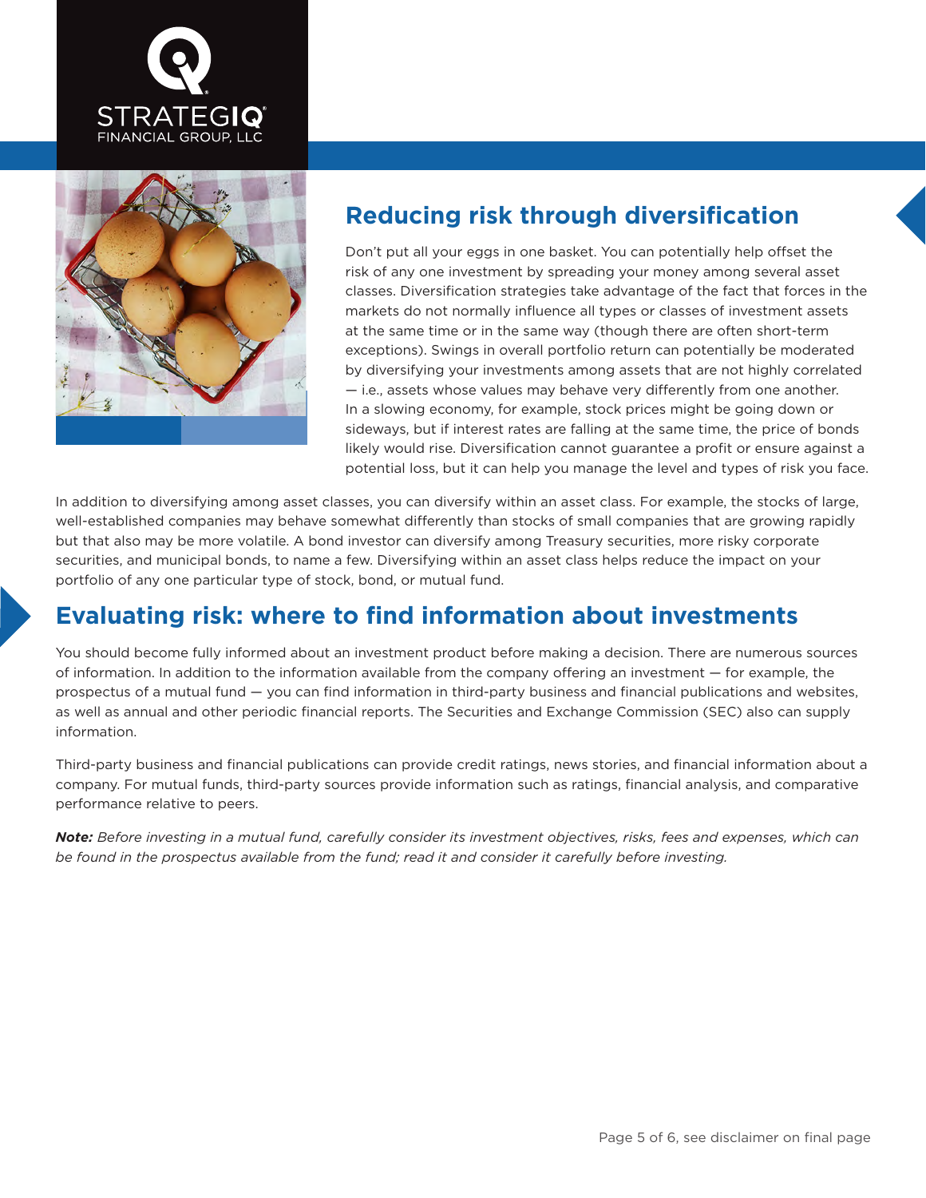## Reducing risk through diversification

Don't put all your eggs in one basket. You can potentially help offset the risk of any one investment by spreading your money among several asset classes. Diversification strategies take advantage of the fact that forces in the markets do not normally influence all types or classes of investment assets at the same time or in the same way (though there are often short-term exceptions). Swings in overall portfolio return can potentially be moderated by diversifying your investments among assets that are not highly correlated — i.e., assets whose values may behave very differently from one another. In a slowing economy, for example, stock prices might be going down or sideways, but if interest rates are falling at the same time, the price of bonds likely would rise. Diversification cannot guarantee a profit or ensure against a potential loss, but it can help you manage the level and types of risk you face.

In addition to diversifying among asset classes, you can diversify within an asset class. For example, the stocks of large, well-established companies may behave somewhat differently than stocks of small companies that are growing rapidly but that also may be more volatile. A bond investor can diversify among Treasury securities, more risky corporate securities, and municipal bonds, to name a few. Diversifying within an asset class helps reduce the impact on your portfolio of any one particular type of stock, bond, or mutual fund.

## Evaluating risk: where to find information about investments

You should become fully informed about an investment product before making a decision. There are numerous sources of information. In addition to the information available from the company offering an investment — for example, the prospectus of a mutual fund — you can find information in third-party business and financial publications and websites, as well as annual and other periodic financial reports. The Securities and Exchange Commission (SEC) also can supply information.

Third-party business and financial publications can provide credit ratings, news stories, and financial information about a company. For mutual funds, third-party sources provide information such as ratings, financial analysis, and comparative performance relative to peers.

***Note:*** *Before investing in a mutual fund, carefully consider its investment objectives, risks, fees and expenses, which can be found in the prospectus available from the fund; read it and consider it carefully before investing.*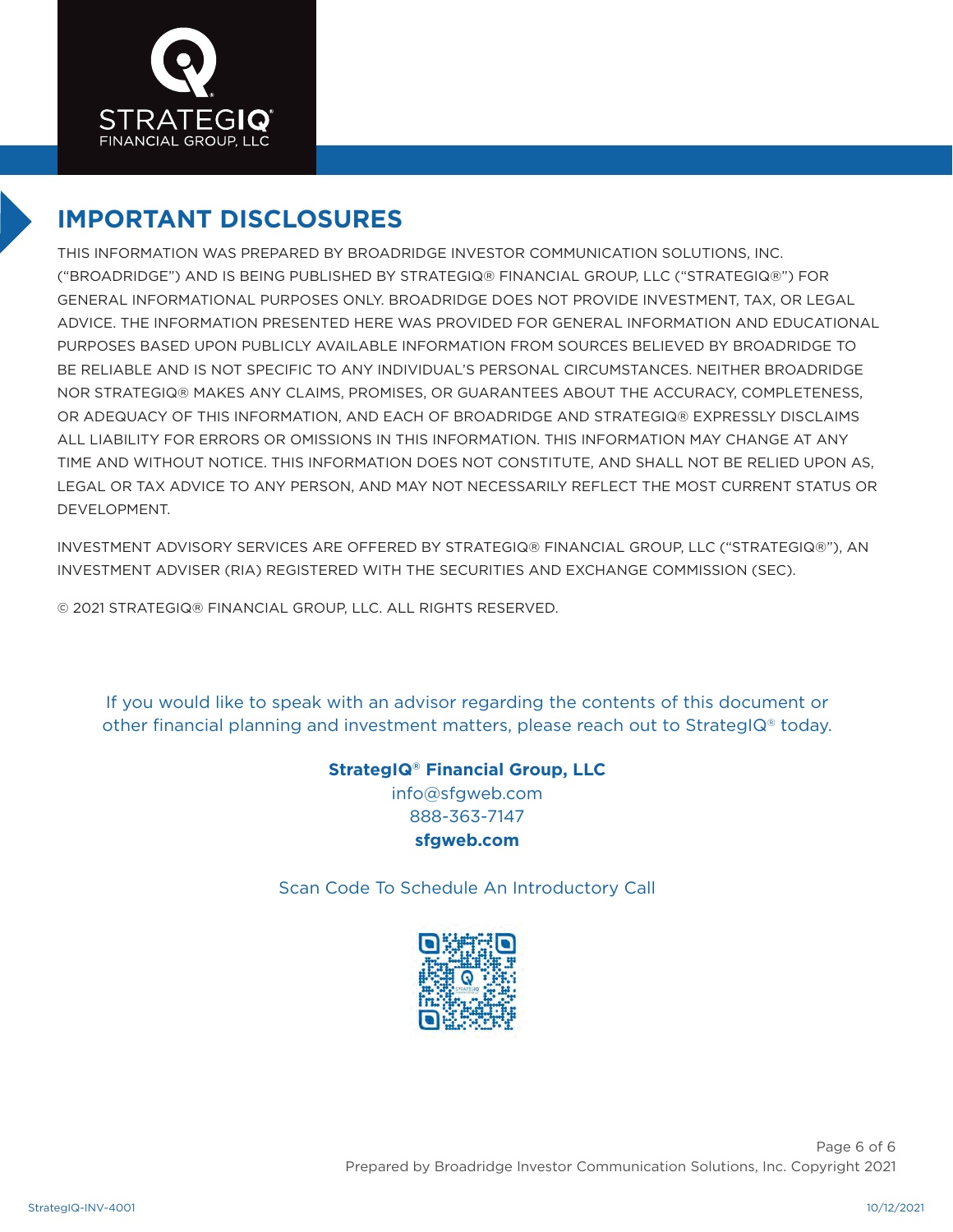## IMPORTANT DISCLOSURES

THIS INFORMATION WAS PREPARED BY BROADRIDGE INVESTOR COMMUNICATION SOLUTIONS, INC. ("BROADRIDGE") AND IS BEING PUBLISHED BY STRATEGIQ® FINANCIAL GROUP, LLC ("STRATEGIQ®") FOR GENERAL INFORMATIONAL PURPOSES ONLY. BROADRIDGE DOES NOT PROVIDE INVESTMENT, TAX, OR LEGAL ADVICE. THE INFORMATION PRESENTED HERE WAS PROVIDED FOR GENERAL INFORMATION AND EDUCATIONAL PURPOSES BASED UPON PUBLICLY AVAILABLE INFORMATION FROM SOURCES BELIEVED BY BROADRIDGE TO BE RELIABLE AND IS NOT SPECIFIC TO ANY INDIVIDUAL'S PERSONAL CIRCUMSTANCES. NEITHER BROADRIDGE NOR STRATEGIQ® MAKES ANY CLAIMS, PROMISES, OR GUARANTEES ABOUT THE ACCURACY, COMPLETENESS, OR ADEQUACY OF THIS INFORMATION, AND EACH OF BROADRIDGE AND STRATEGIQ® EXPRESSLY DISCLAIMS ALL LIABILITY FOR ERRORS OR OMISSIONS IN THIS INFORMATION. THIS INFORMATION MAY CHANGE AT ANY TIME AND WITHOUT NOTICE. THIS INFORMATION DOES NOT CONSTITUTE, AND SHALL NOT BE RELIED UPON AS, LEGAL OR TAX ADVICE TO ANY PERSON, AND MAY NOT NECESSARILY REFLECT THE MOST CURRENT STATUS OR DEVELOPMENT.

INVESTMENT ADVISORY SERVICES ARE OFFERED BY STRATEGIQ® FINANCIAL GROUP, LLC ("STRATEGIQ®"), AN INVESTMENT ADVISER (RIA) REGISTERED WITH THE SECURITIES AND EXCHANGE COMMISSION (SEC).

© 2021 STRATEGIQ® FINANCIAL GROUP, LLC. ALL RIGHTS RESERVED.

If you would like to speak with an advisor regarding the contents of this document or other financial planning and investment matters, please reach out to StrategIQ® today.

**StrategIQ® Financial Group, LLC**
info@sfgweb.com
888-363-7147
**sfgweb.com**

Scan Code To Schedule An Introductory Call

Prepared by Broadridge Investor Communication Solutions, Inc. Copyright 2021

StrategIQ-INV-4001 10/12/2021